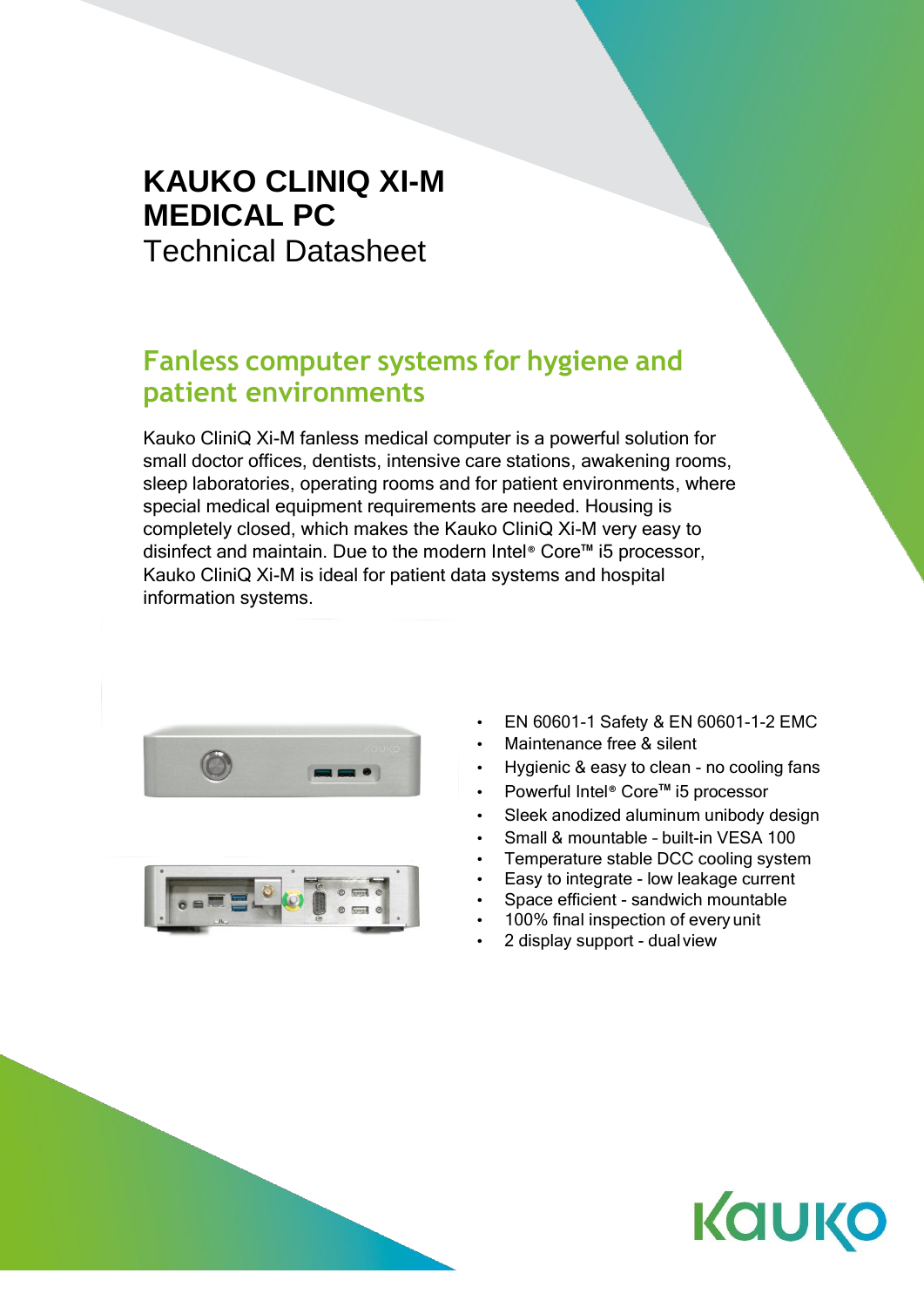# KAUKO CLINIQ XI-M MEDICAL PC

Technical Datasheet

## Fanless computer systems for hygiene and patient environments

Kauko CliniQ Xi-M fanless medical computer is a powerful solution for small doctor offices, dentists, intensive care stations, awakening rooms, sleep laboratories, operating rooms and for patient environments, where special medical equipment requirements are needed. Housing is completely closed, which makes the Kauko CliniQ Xi-M very easy to disinfect and maintain. Due to the modern Intel® Core™ i5 processor, Kauko CliniQ Xi-M is ideal for patient data systems and hospital information systems.

- EN 60601-1 Safety & EN 60601-1-2 EMC
- Maintenance free & silent
- Hygienic & easy to clean - no cooling fans
- Powerful Intel® Core™ i5 processor
- Sleek anodized aluminum unibody design
- Small & mountable – built-in VESA 100
- Temperature stable DCC cooling system
- Easy to integrate - low leakage current
- Space efficient - sandwich mountable
- 100% final inspection of every unit
- 2 display support - dual view

KAUKO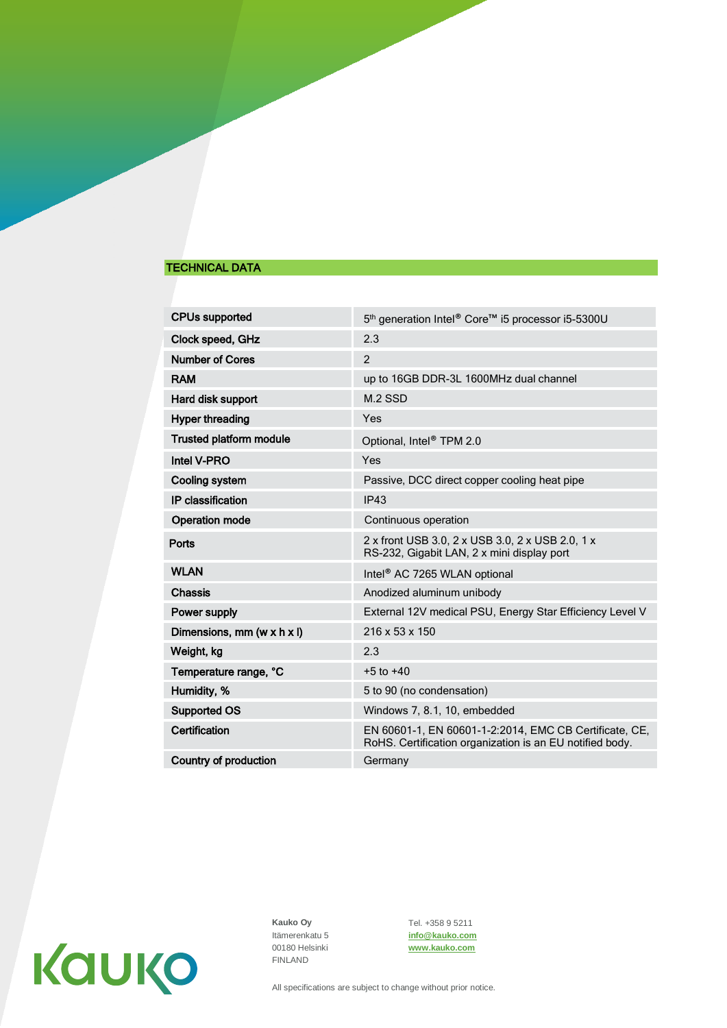## TECHNICAL DATA

| | |
|---|---|
| **CPUs supported** | 5th generation Intel® Core™ i5 processor i5-5300U |
| **Clock speed, GHz** | 2.3 |
| **Number of Cores** | 2 |
| **RAM** | up to 16GB DDR-3L 1600MHz dual channel |
| **Hard disk support** | M.2 SSD |
| **Hyper threading** | Yes |
| **Trusted platform module** | Optional, Intel® TPM 2.0 |
| **Intel V-PRO** | Yes |
| **Cooling system** | Passive, DCC direct copper cooling heat pipe |
| **IP classification** | IP43 |
| **Operation mode** | Continuous operation |
| **Ports** | 2 x front USB 3.0, 2 x USB 3.0, 2 x USB 2.0, 1 x RS-232, Gigabit LAN, 2 x mini display port |
| **WLAN** | Intel® AC 7265 WLAN optional |
| **Chassis** | Anodized aluminum unibody |
| **Power supply** | External 12V medical PSU, Energy Star Efficiency Level V |
| **Dimensions, mm (w x h x l)** | 216 x 53 x 150 |
| **Weight, kg** | 2.3 |
| **Temperature range, °C** | +5 to +40 |
| **Humidity, %** | 5 to 90 (no condensation) |
| **Supported OS** | Windows 7, 8.1, 10, embedded |
| **Certification** | EN 60601-1, EN 60601-1-2:2014, EMC CB Certificate, CE, RoHS. Certification organization is an EU notified body. |
| **Country of production** | Germany |

KAUKO

**Kauko Oy**
Itämerenkatu 5
00180 Helsinki
FINLAND

Tel. +358 9 5211
info@kauko.com
www.kauko.com

All specifications are subject to change without prior notice.